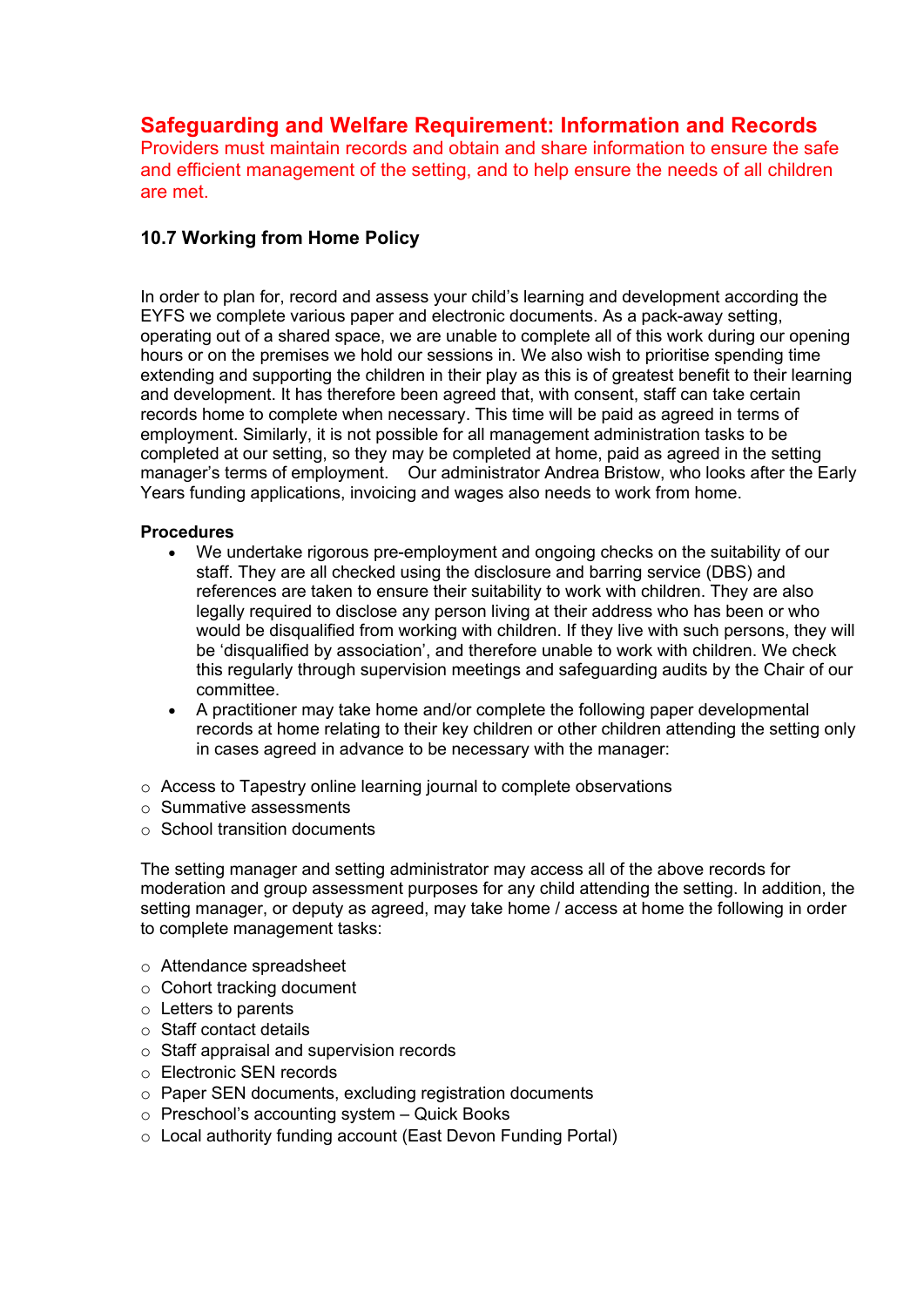## Safeguarding and Welfare Requirement: Information and Records

Providers must maintain records and obtain and share information to ensure the safe and efficient management of the setting, and to help ensure the needs of all children are met.

### 10.7 Working from Home Policy

In order to plan for, record and assess your child's learning and development according the EYFS we complete various paper and electronic documents. As a pack-away setting, operating out of a shared space, we are unable to complete all of this work during our opening hours or on the premises we hold our sessions in. We also wish to prioritise spending time extending and supporting the children in their play as this is of greatest benefit to their learning and development. It has therefore been agreed that, with consent, staff can take certain records home to complete when necessary. This time will be paid as agreed in terms of employment. Similarly, it is not possible for all management administration tasks to be completed at our setting, so they may be completed at home, paid as agreed in the setting manager's terms of employment. Our administrator Andrea Bristow, who looks after the Early Years funding applications, invoicing and wages also needs to work from home.

**Procedures**

- We undertake rigorous pre-employment and ongoing checks on the suitability of our staff. They are all checked using the disclosure and barring service (DBS) and references are taken to ensure their suitability to work with children. They are also legally required to disclose any person living at their address who has been or who would be disqualified from working with children. If they live with such persons, they will be 'disqualified by association', and therefore unable to work with children. We check this regularly through supervision meetings and safeguarding audits by the Chair of our committee.
- A practitioner may take home and/or complete the following paper developmental records at home relating to their key children or other children attending the setting only in cases agreed in advance to be necessary with the manager:

  - Access to Tapestry online learning journal to complete observations
  - Summative assessments
  - School transition documents

The setting manager and setting administrator may access all of the above records for moderation and group assessment purposes for any child attending the setting. In addition, the setting manager, or deputy as agreed, may take home / access at home the following in order to complete management tasks:

- Attendance spreadsheet
- Cohort tracking document
- Letters to parents
- Staff contact details
- Staff appraisal and supervision records
- Electronic SEN records
- Paper SEN documents, excluding registration documents
- Preschool's accounting system – Quick Books
- Local authority funding account (East Devon Funding Portal)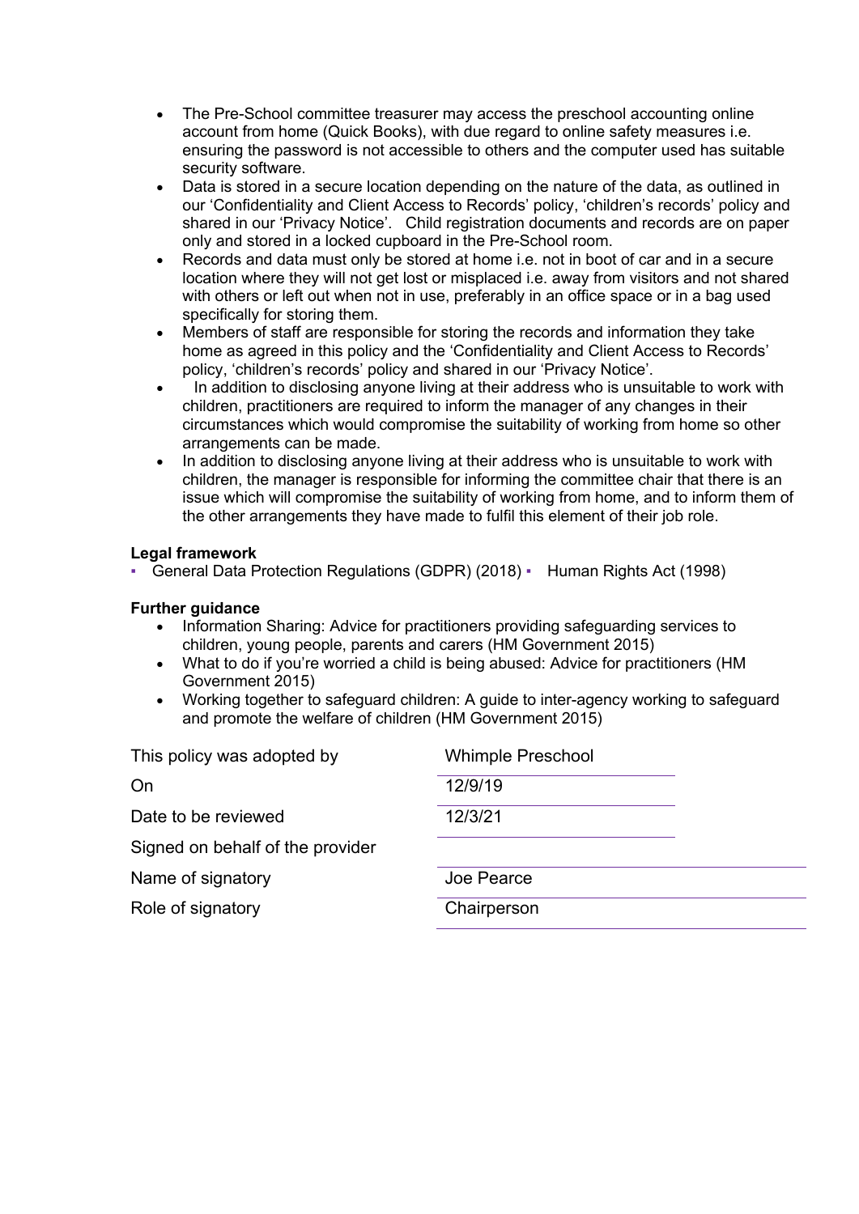- The Pre-School committee treasurer may access the preschool accounting online account from home (Quick Books), with due regard to online safety measures i.e. ensuring the password is not accessible to others and the computer used has suitable security software.
- Data is stored in a secure location depending on the nature of the data, as outlined in our 'Confidentiality and Client Access to Records' policy, 'children's records' policy and shared in our 'Privacy Notice'. Child registration documents and records are on paper only and stored in a locked cupboard in the Pre-School room.
- Records and data must only be stored at home i.e. not in boot of car and in a secure location where they will not get lost or misplaced i.e. away from visitors and not shared with others or left out when not in use, preferably in an office space or in a bag used specifically for storing them.
- Members of staff are responsible for storing the records and information they take home as agreed in this policy and the 'Confidentiality and Client Access to Records' policy, 'children's records' policy and shared in our 'Privacy Notice'.
- In addition to disclosing anyone living at their address who is unsuitable to work with children, practitioners are required to inform the manager of any changes in their circumstances which would compromise the suitability of working from home so other arrangements can be made.
- In addition to disclosing anyone living at their address who is unsuitable to work with children, the manager is responsible for informing the committee chair that there is an issue which will compromise the suitability of working from home, and to inform them of the other arrangements they have made to fulfil this element of their job role.

**Legal framework**

- General Data Protection Regulations (GDPR) (2018)
- Human Rights Act (1998)

**Further guidance**

- Information Sharing: Advice for practitioners providing safeguarding services to children, young people, parents and carers (HM Government 2015)
- What to do if you're worried a child is being abused: Advice for practitioners (HM Government 2015)
- Working together to safeguard children: A guide to inter-agency working to safeguard and promote the welfare of children (HM Government 2015)

| | |
|---|---|
| This policy was adopted by | Whimple Preschool |
| On | 12/9/19 |
| Date to be reviewed | 12/3/21 |
| Signed on behalf of the provider | |
| Name of signatory | Joe Pearce |
| Role of signatory | Chairperson |